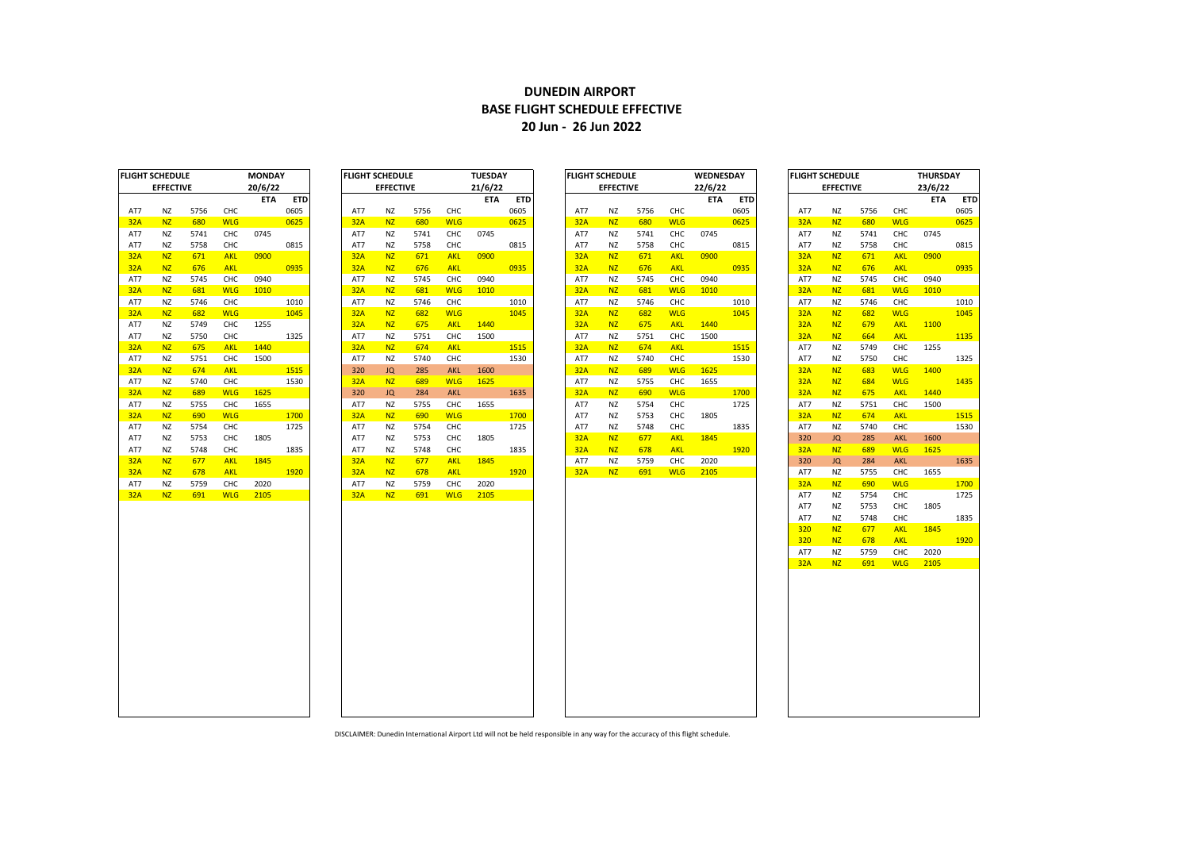# DUNEDIN AIRPORT
## BASE FLIGHT SCHEDULE EFFECTIVE
## 20 Jun - 26 Jun 2022

| FLIGHT SCHEDULE | | | | MONDAY | |
|---|---|---|---|---|---|
| EFFECTIVE | | | | 20/6/22 | |
| | | | | ETA | ETD |
| AT7 | NZ | 5756 | CHC | | 0605 |
| 32A | NZ | 680 | WLG | | 0625 |
| AT7 | NZ | 5741 | CHC | 0745 | |
| AT7 | NZ | 5758 | CHC | | 0815 |
| 32A | NZ | 671 | AKL | 0900 | |
| 32A | NZ | 676 | AKL | | 0935 |
| AT7 | NZ | 5745 | CHC | 0940 | |
| 32A | NZ | 681 | WLG | 1010 | |
| AT7 | NZ | 5746 | CHC | | 1010 |
| 32A | NZ | 682 | WLG | | 1045 |
| AT7 | NZ | 5749 | CHC | 1255 | |
| AT7 | NZ | 5750 | CHC | | 1325 |
| 32A | NZ | 675 | AKL | 1440 | |
| AT7 | NZ | 5751 | CHC | 1500 | |
| 32A | NZ | 674 | AKL | | 1515 |
| AT7 | NZ | 5740 | CHC | | 1530 |
| 32A | NZ | 689 | WLG | 1625 | |
| AT7 | NZ | 5755 | CHC | 1655 | |
| 32A | NZ | 690 | WLG | | 1700 |
| AT7 | NZ | 5754 | CHC | | 1725 |
| AT7 | NZ | 5753 | CHC | 1805 | |
| AT7 | NZ | 5748 | CHC | | 1835 |
| 32A | NZ | 677 | AKL | 1845 | |
| 32A | NZ | 678 | AKL | | 1920 |
| AT7 | NZ | 5759 | CHC | 2020 | |
| 32A | NZ | 691 | WLG | 2105 | |

| FLIGHT SCHEDULE | | | | TUESDAY | |
|---|---|---|---|---|---|
| EFFECTIVE | | | | 21/6/22 | |
| | | | | ETA | ETD |
| AT7 | NZ | 5756 | CHC | | 0605 |
| 32A | NZ | 680 | WLG | | 0625 |
| AT7 | NZ | 5741 | CHC | 0745 | |
| AT7 | NZ | 5758 | CHC | | 0815 |
| 32A | NZ | 671 | AKL | 0900 | |
| 32A | NZ | 676 | AKL | | 0935 |
| AT7 | NZ | 5745 | CHC | 0940 | |
| 32A | NZ | 681 | WLG | 1010 | |
| AT7 | NZ | 5746 | CHC | | 1010 |
| 32A | NZ | 682 | WLG | | 1045 |
| 32A | NZ | 675 | AKL | 1440 | |
| AT7 | NZ | 5751 | CHC | 1500 | |
| 32A | NZ | 674 | AKL | | 1515 |
| AT7 | NZ | 5740 | CHC | | 1530 |
| 320 | JQ | 285 | AKL | 1600 | |
| 32A | NZ | 689 | WLG | 1625 | |
| 320 | JQ | 284 | AKL | | 1635 |
| AT7 | NZ | 5755 | CHC | 1655 | |
| 32A | NZ | 690 | WLG | | 1700 |
| AT7 | NZ | 5754 | CHC | | 1725 |
| AT7 | NZ | 5753 | CHC | 1805 | |
| AT7 | NZ | 5748 | CHC | | 1835 |
| 32A | NZ | 677 | AKL | 1845 | |
| 32A | NZ | 678 | AKL | | 1920 |
| AT7 | NZ | 5759 | CHC | 2020 | |
| 32A | NZ | 691 | WLG | 2105 | |

| FLIGHT SCHEDULE | | | | WEDNESDAY | |
|---|---|---|---|---|---|
| EFFECTIVE | | | | 22/6/22 | |
| | | | | ETA | ETD |
| AT7 | NZ | 5756 | CHC | | 0605 |
| 32A | NZ | 680 | WLG | | 0625 |
| AT7 | NZ | 5741 | CHC | 0745 | |
| AT7 | NZ | 5758 | CHC | | 0815 |
| 32A | NZ | 671 | AKL | 0900 | |
| 32A | NZ | 676 | AKL | | 0935 |
| AT7 | NZ | 5745 | CHC | 0940 | |
| 32A | NZ | 681 | WLG | 1010 | |
| AT7 | NZ | 5746 | CHC | | 1010 |
| 32A | NZ | 682 | WLG | | 1045 |
| 32A | NZ | 675 | AKL | 1440 | |
| AT7 | NZ | 5751 | CHC | 1500 | |
| 32A | NZ | 674 | AKL | | 1515 |
| AT7 | NZ | 5740 | CHC | | 1530 |
| 32A | NZ | 689 | WLG | 1625 | |
| AT7 | NZ | 5755 | CHC | 1655 | |
| 32A | NZ | 690 | WLG | | 1700 |
| AT7 | NZ | 5754 | CHC | | 1725 |
| AT7 | NZ | 5753 | CHC | 1805 | |
| AT7 | NZ | 5748 | CHC | | 1835 |
| 32A | NZ | 677 | AKL | 1845 | |
| 32A | NZ | 678 | AKL | | 1920 |
| AT7 | NZ | 5759 | CHC | 2020 | |
| 32A | NZ | 691 | WLG | 2105 | |

| FLIGHT SCHEDULE | | | | THURSDAY | |
|---|---|---|---|---|---|
| EFFECTIVE | | | | 23/6/22 | |
| | | | | ETA | ETD |
| AT7 | NZ | 5756 | CHC | | 0605 |
| 32A | NZ | 680 | WLG | | 0625 |
| AT7 | NZ | 5741 | CHC | 0745 | |
| AT7 | NZ | 5758 | CHC | | 0815 |
| 32A | NZ | 671 | AKL | 0900 | |
| 32A | NZ | 676 | AKL | | 0935 |
| AT7 | NZ | 5745 | CHC | 0940 | |
| 32A | NZ | 681 | WLG | 1010 | |
| AT7 | NZ | 5746 | CHC | | 1010 |
| 32A | NZ | 682 | WLG | | 1045 |
| 32A | NZ | 679 | AKL | 1100 | |
| 32A | NZ | 664 | AKL | | 1135 |
| AT7 | NZ | 5749 | CHC | 1255 | |
| AT7 | NZ | 5750 | CHC | | 1325 |
| 32A | NZ | 683 | WLG | 1400 | |
| 32A | NZ | 684 | WLG | | 1435 |
| 32A | NZ | 675 | AKL | 1440 | |
| AT7 | NZ | 5751 | CHC | 1500 | |
| 32A | NZ | 674 | AKL | | 1515 |
| AT7 | NZ | 5740 | CHC | | 1530 |
| 320 | JQ | 285 | AKL | 1600 | |
| 32A | NZ | 689 | WLG | 1625 | |
| 320 | JQ | 284 | AKL | | 1635 |
| AT7 | NZ | 5755 | CHC | 1655 | |
| 32A | NZ | 690 | WLG | | 1700 |
| AT7 | NZ | 5754 | CHC | | 1725 |
| AT7 | NZ | 5753 | CHC | 1805 | |
| AT7 | NZ | 5748 | CHC | | 1835 |
| 320 | NZ | 677 | AKL | 1845 | |
| 320 | NZ | 678 | AKL | | 1920 |
| AT7 | NZ | 5759 | CHC | 2020 | |
| 32A | NZ | 691 | WLG | 2105 | |

DISCLAIMER: Dunedin International Airport Ltd will not be held responsible in any way for the accuracy of this flight schedule.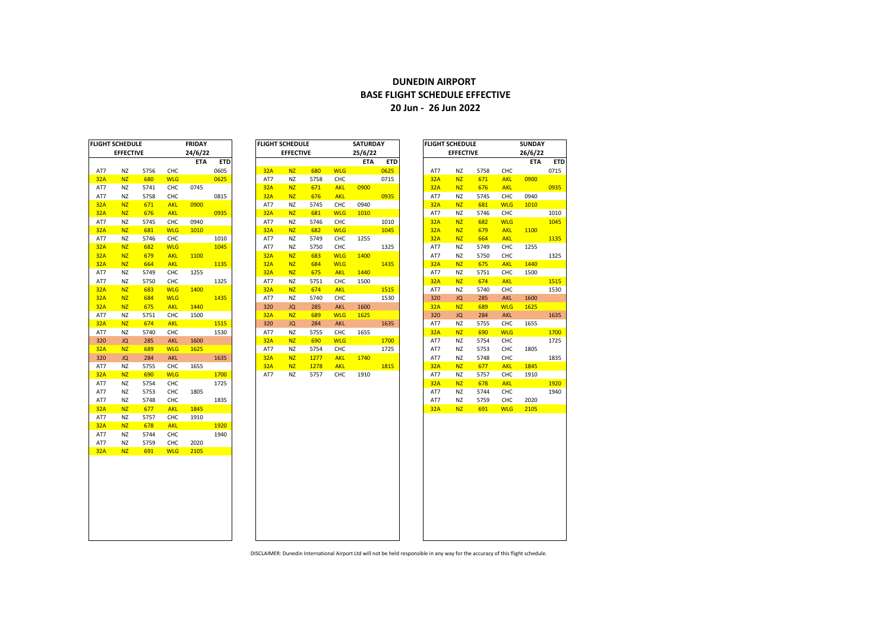# DUNEDIN AIRPORT
## BASE FLIGHT SCHEDULE EFFECTIVE
### 20 Jun - 26 Jun 2022

| FLIGHT SCHEDULE | | | | FRIDAY | |
|---|---|---|---|---|---|
| | EFFECTIVE | | | 24/6/22 | |
| | | | | ETA | ETD |
| AT7 | NZ | 5756 | CHC | | 0605 |
| 32A | NZ | 680 | WLG | | 0625 |
| AT7 | NZ | 5741 | CHC | 0745 | |
| AT7 | NZ | 5758 | CHC | | 0815 |
| 32A | NZ | 671 | AKL | 0900 | |
| 32A | NZ | 676 | AKL | | 0935 |
| AT7 | NZ | 5745 | CHC | 0940 | |
| 32A | NZ | 681 | WLG | 1010 | |
| AT7 | NZ | 5746 | CHC | | 1010 |
| 32A | NZ | 682 | WLG | | 1045 |
| 32A | NZ | 679 | AKL | 1100 | |
| 32A | NZ | 664 | AKL | | 1135 |
| AT7 | NZ | 5749 | CHC | 1255 | |
| AT7 | NZ | 5750 | CHC | | 1325 |
| 32A | NZ | 683 | WLG | 1400 | |
| 32A | NZ | 684 | WLG | | 1435 |
| 32A | NZ | 675 | AKL | 1440 | |
| AT7 | NZ | 5751 | CHC | 1500 | |
| 32A | NZ | 674 | AKL | | 1515 |
| AT7 | NZ | 5740 | CHC | | 1530 |
| 320 | JQ | 285 | AKL | 1600 | |
| 32A | NZ | 689 | WLG | 1625 | |
| 320 | JQ | 284 | AKL | | 1635 |
| AT7 | NZ | 5755 | CHC | 1655 | |
| 32A | NZ | 690 | WLG | | 1700 |
| AT7 | NZ | 5754 | CHC | | 1725 |
| AT7 | NZ | 5753 | CHC | 1805 | |
| AT7 | NZ | 5748 | CHC | | 1835 |
| 32A | NZ | 677 | AKL | 1845 | |
| AT7 | NZ | 5757 | CHC | 1910 | |
| 32A | NZ | 678 | AKL | | 1920 |
| AT7 | NZ | 5744 | CHC | | 1940 |
| AT7 | NZ | 5759 | CHC | 2020 | |
| 32A | NZ | 691 | WLG | 2105 | |

| FLIGHT SCHEDULE | | | | SATURDAY | |
|---|---|---|---|---|---|
| | EFFECTIVE | | | 25/6/22 | |
| | | | | ETA | ETD |
| 32A | NZ | 680 | WLG | | 0625 |
| AT7 | NZ | 5758 | CHC | | 0715 |
| 32A | NZ | 671 | AKL | 0900 | |
| 32A | NZ | 676 | AKL | | 0935 |
| AT7 | NZ | 5745 | CHC | 0940 | |
| 32A | NZ | 681 | WLG | 1010 | |
| AT7 | NZ | 5746 | CHC | | 1010 |
| 32A | NZ | 682 | WLG | | 1045 |
| AT7 | NZ | 5749 | CHC | 1255 | |
| AT7 | NZ | 5750 | CHC | | 1325 |
| 32A | NZ | 683 | WLG | 1400 | |
| 32A | NZ | 684 | WLG | | 1435 |
| 32A | NZ | 675 | AKL | 1440 | |
| AT7 | NZ | 5751 | CHC | 1500 | |
| 32A | NZ | 674 | AKL | | 1515 |
| AT7 | NZ | 5740 | CHC | | 1530 |
| 320 | JQ | 285 | AKL | 1600 | |
| 32A | NZ | 689 | WLG | 1625 | |
| 320 | JQ | 284 | AKL | | 1635 |
| AT7 | NZ | 5755 | CHC | 1655 | |
| 32A | NZ | 690 | WLG | | 1700 |
| AT7 | NZ | 5754 | CHC | | 1725 |
| 32A | NZ | 1277 | AKL | 1740 | |
| 32A | NZ | 1278 | AKL | | 1815 |
| AT7 | NZ | 5757 | CHC | 1910 | |

| FLIGHT SCHEDULE | | | | SUNDAY | |
|---|---|---|---|---|---|
| | EFFECTIVE | | | 26/6/22 | |
| | | | | ETA | ETD |
| AT7 | NZ | 5758 | CHC | | 0715 |
| 32A | NZ | 671 | AKL | 0900 | |
| 32A | NZ | 676 | AKL | | 0935 |
| AT7 | NZ | 5745 | CHC | 0940 | |
| 32A | NZ | 681 | WLG | 1010 | |
| AT7 | NZ | 5746 | CHC | | 1010 |
| 32A | NZ | 682 | WLG | | 1045 |
| 32A | NZ | 679 | AKL | 1100 | |
| 32A | NZ | 664 | AKL | | 1135 |
| AT7 | NZ | 5749 | CHC | 1255 | |
| AT7 | NZ | 5750 | CHC | | 1325 |
| 32A | NZ | 675 | AKL | 1440 | |
| AT7 | NZ | 5751 | CHC | 1500 | |
| 32A | NZ | 674 | AKL | | 1515 |
| AT7 | NZ | 5740 | CHC | | 1530 |
| 320 | JQ | 285 | AKL | 1600 | |
| 32A | NZ | 689 | WLG | 1625 | |
| 320 | JQ | 284 | AKL | | 1635 |
| AT7 | NZ | 5755 | CHC | 1655 | |
| 32A | NZ | 690 | WLG | | 1700 |
| AT7 | NZ | 5754 | CHC | | 1725 |
| AT7 | NZ | 5753 | CHC | 1805 | |
| AT7 | NZ | 5748 | CHC | | 1835 |
| 32A | NZ | 677 | AKL | 1845 | |
| AT7 | NZ | 5757 | CHC | 1910 | |
| 32A | NZ | 678 | AKL | | 1920 |
| AT7 | NZ | 5744 | CHC | | 1940 |
| AT7 | NZ | 5759 | CHC | 2020 | |
| 32A | NZ | 691 | WLG | 2105 | |

DISCLAIMER: Dunedin International Airport Ltd will not be held responsible in any way for the accuracy of this flight schedule.